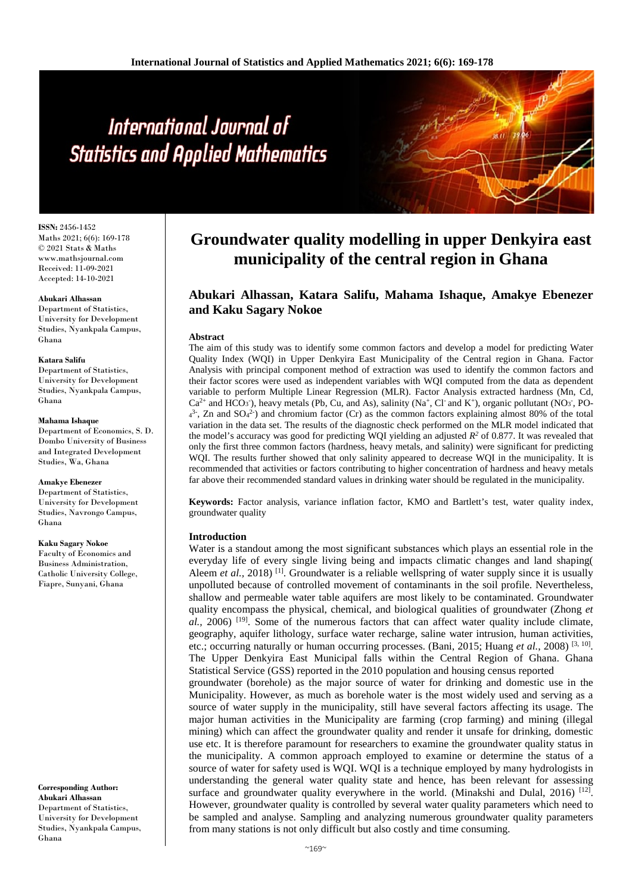# Groundwater quality modelling in upper Denkyira east municipality of the central region in Ghana

**Abukari Alhassan, Katara Salifu, Mahama Ishaque, Amakye Ebenezer and Kaku Sagary Nokoe**

ISSN: 2456-1452
Maths 2021; 6(6): 169-178
© 2021 Stats & Maths
www.mathsjournal.com
Received: 11-09-2021
Accepted: 14-10-2021

**Abukari Alhassan**
Department of Statistics, University for Development Studies, Nyankpala Campus, Ghana

**Katara Salifu**
Department of Statistics, University for Development Studies, Nyankpala Campus, Ghana

**Mahama Ishaque**
Department of Economics, S. D. Dombo University of Business and Integrated Development Studies, Wa, Ghana

**Amakye Ebenezer**
Department of Statistics, University for Development Studies, Navrongo Campus, Ghana

**Kaku Sagary Nokoe**
Faculty of Economics and Business Administration, Catholic University College, Fiapre, Sunyani, Ghana

**Corresponding Author:**
**Abukari Alhassan**
Department of Statistics, University for Development Studies, Nyankpala Campus, Ghana

## Abstract

The aim of this study was to identify some common factors and develop a model for predicting Water Quality Index (WQI) in Upper Denkyira East Municipality of the Central region in Ghana. Factor Analysis with principal component method of extraction was used to identify the common factors and their factor scores were used as independent variables with WQI computed from the data as dependent variable to perform Multiple Linear Regression (MLR). Factor Analysis extracted hardness (Mn, Cd, $Ca^{2+}$ and $HCO_3^-$), heavy metals (Pb, Cu, and As), salinity ($Na^+$, $Cl^-$ and $K^+$), organic pollutant ($NO_3^-$, $PO_4^{3-}$, Zn and $SO_4^{2-}$) and chromium factor (Cr) as the common factors explaining almost 80% of the total variation in the data set. The results of the diagnostic check performed on the MLR model indicated that the model's accuracy was good for predicting WQI yielding an adjusted $R^2$ of 0.877. It was revealed that only the first three common factors (hardness, heavy metals, and salinity) were significant for predicting WQI. The results further showed that only salinity appeared to decrease WQI in the municipality. It is recommended that activities or factors contributing to higher concentration of hardness and heavy metals far above their recommended standard values in drinking water should be regulated in the municipality.

**Keywords:** Factor analysis, variance inflation factor, KMO and Bartlett's test, water quality index, groundwater quality

## Introduction

Water is a standout among the most significant substances which plays an essential role in the everyday life of every single living being and impacts climatic changes and land shaping( Aleem *et al.,* 2018) [1]. Groundwater is a reliable wellspring of water supply since it is usually unpolluted because of controlled movement of contaminants in the soil profile. Nevertheless, shallow and permeable water table aquifers are most likely to be contaminated. Groundwater quality encompass the physical, chemical, and biological qualities of groundwater (Zhong *et al.,* 2006) [19]. Some of the numerous factors that can affect water quality include climate, geography, aquifer lithology, surface water recharge, saline water intrusion, human activities, etc.; occurring naturally or human occurring processes. (Bani, 2015; Huang *et al.*, 2008) [3, 10]. The Upper Denkyira East Municipal falls within the Central Region of Ghana. Ghana Statistical Service (GSS) reported in the 2010 population and housing census reported groundwater (borehole) as the major source of water for drinking and domestic use in the Municipality. However, as much as borehole water is the most widely used and serving as a source of water supply in the municipality, still have several factors affecting its usage. The major human activities in the Municipality are farming (crop farming) and mining (illegal mining) which can affect the groundwater quality and render it unsafe for drinking, domestic use etc. It is therefore paramount for researchers to examine the groundwater quality status in the municipality. A common approach employed to examine or determine the status of a source of water for safety used is WQI. WQI is a technique employed by many hydrologists in understanding the general water quality state and hence, has been relevant for assessing surface and groundwater quality everywhere in the world. (Minakshi and Dulal, 2016) [12]. However, groundwater quality is controlled by several water quality parameters which need to be sampled and analyse. Sampling and analyzing numerous groundwater quality parameters from many stations is not only difficult but also costly and time consuming.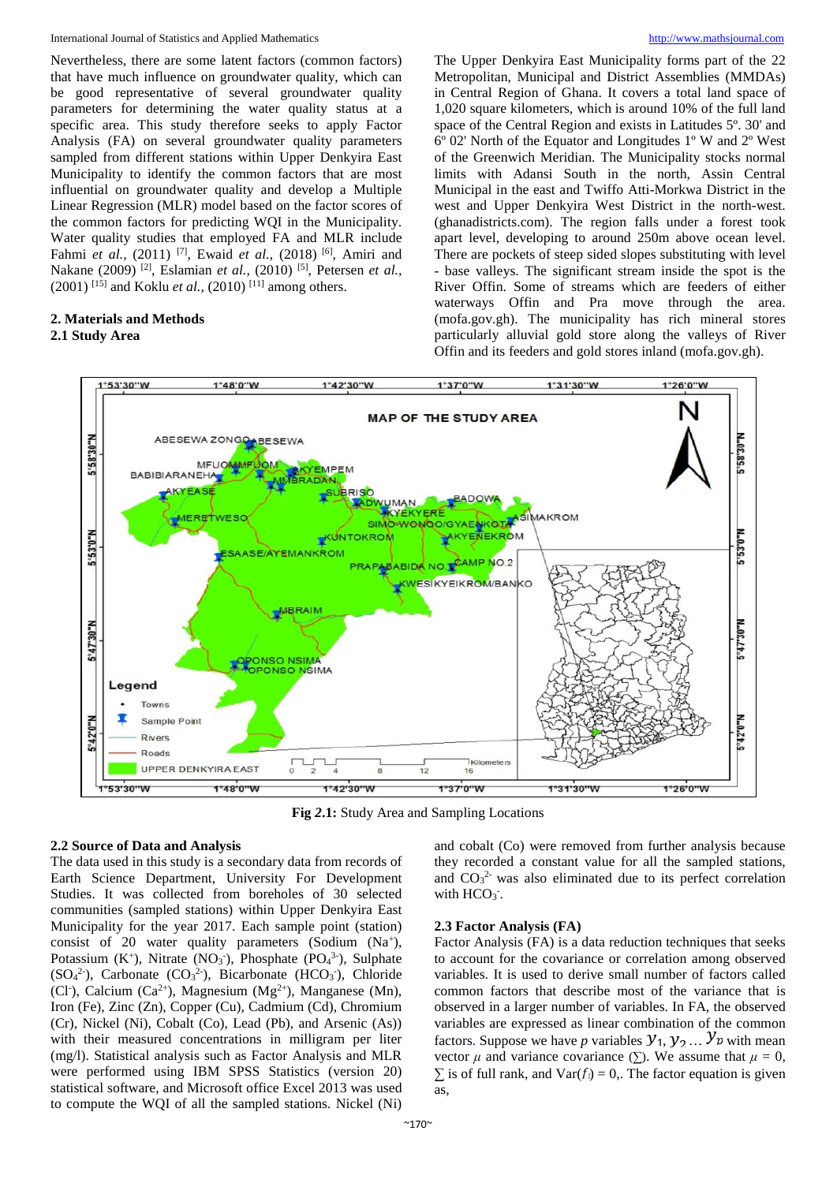Nevertheless, there are some latent factors (common factors) that have much influence on groundwater quality, which can be good representative of several groundwater quality parameters for determining the water quality status at a specific area. This study therefore seeks to apply Factor Analysis (FA) on several groundwater quality parameters sampled from different stations within Upper Denkyira East Municipality to identify the common factors that are most influential on groundwater quality and develop a Multiple Linear Regression (MLR) model based on the factor scores of the common factors for predicting WQI in the Municipality. Water quality studies that employed FA and MLR include Fahmi *et al.*, (2011) [7], Ewaid *et al.*, (2018) [6], Amiri and Nakane (2009) [2], Eslamian *et al.*, (2010) [5], Petersen *et al.*, (2001) [15] and Koklu *et al.*, (2010) [11] among others.

## 2. Materials and Methods

### 2.1 Study Area

The Upper Denkyira East Municipality forms part of the 22 Metropolitan, Municipal and District Assemblies (MMDAs) in Central Region of Ghana. It covers a total land space of 1,020 square kilometers, which is around 10% of the full land space of the Central Region and exists in Latitudes 5º. 30' and 6º 02' North of the Equator and Longitudes 1º W and 2º West of the Greenwich Meridian. The Municipality stocks normal limits with Adansi South in the north, Assin Central Municipal in the east and Twiffo Atti-Morkwa District in the west and Upper Denkyira West District in the north-west. (ghanadistricts.com). The region falls under a forest took apart level, developing to around 250m above ocean level. There are pockets of steep sided slopes substituting with level - base valleys. The significant stream inside the spot is the River Offin. Some of streams which are feeders of either waterways Offin and Pra move through the area. (mofa.gov.gh). The municipality has rich mineral stores particularly alluvial gold store along the valleys of River Offin and its feeders and gold stores inland (mofa.gov.gh).

**Fig *2*.1:** Study Area and Sampling Locations

### 2.2 Source of Data and Analysis

The data used in this study is a secondary data from records of Earth Science Department, University For Development Studies. It was collected from boreholes of 30 selected communities (sampled stations) within Upper Denkyira East Municipality for the year 2017. Each sample point (station) consist of 20 water quality parameters (Sodium ($Na^+$), Potassium ($K^+$), Nitrate ($NO_3^-$), Phosphate ($PO_4^{3-}$), Sulphate ($SO_4^{2-}$), Carbonate ($CO_3^{2-}$), Bicarbonate ($HCO_3^-$), Chloride ($Cl^-$), Calcium ($Ca^{2+}$), Magnesium ($Mg^{2+}$), Manganese (Mn), Iron (Fe), Zinc (Zn), Copper (Cu), Cadmium (Cd), Chromium (Cr), Nickel (Ni), Cobalt (Co), Lead (Pb), and Arsenic (As)) with their measured concentrations in milligram per liter (mg/l). Statistical analysis such as Factor Analysis and MLR were performed using IBM SPSS Statistics (version 20) statistical software, and Microsoft office Excel 2013 was used to compute the WQI of all the sampled stations. Nickel (Ni) and cobalt (Co) were removed from further analysis because they recorded a constant value for all the sampled stations, and $CO_3^{2-}$ was also eliminated due to its perfect correlation with $HCO_3^-$.

### 2.3 Factor Analysis (FA)

Factor Analysis (FA) is a data reduction techniques that seeks to account for the covariance or correlation among observed variables. It is used to derive small number of factors called common factors that describe most of the variance that is observed in a larger number of variables. In FA, the observed variables are expressed as linear combination of the common factors. Suppose we have *p* variables $y_1, y_2 \ldots y_p$ with mean vector $\mu$ and variance covariance ($\sum$). We assume that $\mu = 0$, $\sum$ is of full rank, and $\text{Var}(f_i) = 0$,. The factor equation is given as,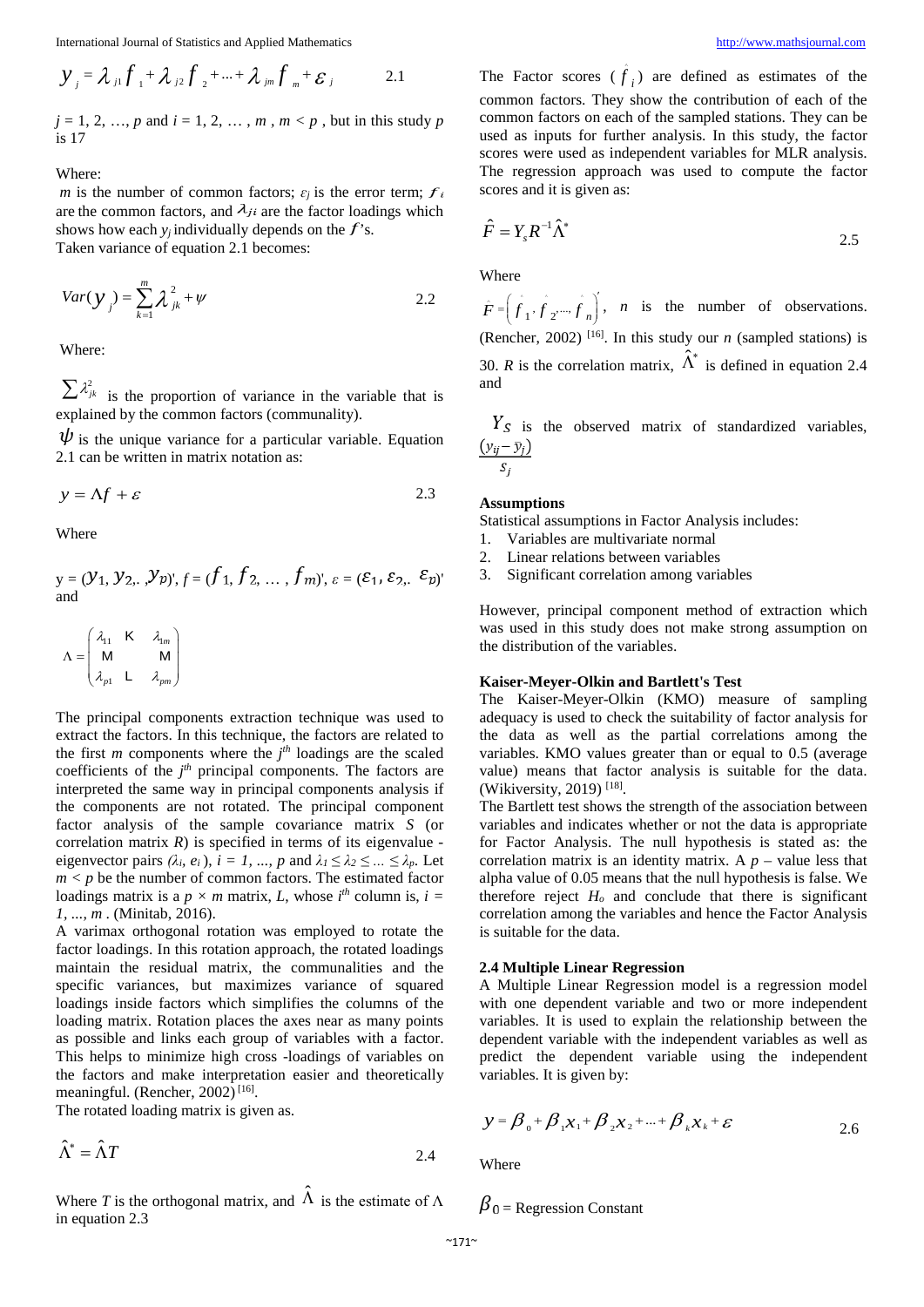$$y_j = \lambda_{j1} f_1 + \lambda_{j2} f_2 + \dots + \lambda_{jm} f_m + \varepsilon_j \qquad 2.1$$

$j = 1, 2, \dots, p$ and $i = 1, 2, \dots, m$, $m < p$, but in this study $p$ is 17

Where:

$m$ is the number of common factors; $\varepsilon_j$ is the error term; $f_i$ are the common factors, and $\lambda_{ji}$ are the factor loadings which shows how each $y_j$ individually depends on the $f$'s.

Taken variance of equation 2.1 becomes:

$$Var(y_j) = \sum_{k=1}^{m} \lambda_{jk}^2 + \psi \qquad 2.2$$

Where:

$\sum \lambda_{jk}^2$ is the proportion of variance in the variable that is explained by the common factors (communality).

$\psi$ is the unique variance for a particular variable. Equation 2.1 can be written in matrix notation as:

$$y = \Lambda f + \varepsilon \qquad 2.3$$

Where

$y = (y_1, y_2, \dots, y_p)'$, $f = (f_1, f_2, \dots, f_m)'$, $\varepsilon = (\varepsilon_1, \varepsilon_2, \dots \varepsilon_p)'$ and

$$\Lambda = \begin{pmatrix} \lambda_{11} & \dots & \lambda_{1m} \\ \vdots & & \vdots \\ \lambda_{p1} & \dots & \lambda_{pm} \end{pmatrix}$$

The principal components extraction technique was used to extract the factors. In this technique, the factors are related to the first $m$ components where the $j^{th}$ loadings are the scaled coefficients of the $j^{th}$ principal components. The factors are interpreted the same way in principal components analysis if the components are not rotated. The principal component factor analysis of the sample covariance matrix $S$ (or correlation matrix $R$) is specified in terms of its eigenvalue - eigenvector pairs $(\lambda_i, e_i)$, $i = 1, \dots, p$ and $\lambda_1 \le \lambda_2 \le \dots \le \lambda_p$. Let $m < p$ be the number of common factors. The estimated factor loadings matrix is a $p \times m$ matrix, $L$, whose $i^{th}$ column is, $i = 1, \dots, m$. (Minitab, 2016).

A varimax orthogonal rotation was employed to rotate the factor loadings. In this rotation approach, the rotated loadings maintain the residual matrix, the communalities and the specific variances, but maximizes variance of squared loadings inside factors which simplifies the columns of the loading matrix. Rotation places the axes near as many points as possible and links each group of variables with a factor. This helps to minimize high cross -loadings of variables on the factors and make interpretation easier and theoretically meaningful. (Rencher, 2002) [16].

The rotated loading matrix is given as.

$$\hat{\Lambda}^* = \hat{\Lambda} T \qquad 2.4$$

Where $T$ is the orthogonal matrix, and $\hat{\Lambda}$ is the estimate of $\Lambda$ in equation 2.3

The Factor scores ($\hat{f}_i$) are defined as estimates of the common factors. They show the contribution of each of the common factors on each of the sampled stations. They can be used as inputs for further analysis. In this study, the factor scores were used as independent variables for MLR analysis. The regression approach was used to compute the factor scores and it is given as:

$$\hat{F} = Y_s R^{-1} \hat{\Lambda}^* \qquad 2.5$$

Where

$\hat{F} = \left(\hat{f}_1, \hat{f}_2, \dots, \hat{f}_n\right)'$, $n$ is the number of observations. (Rencher, 2002) [16]. In this study our $n$ (sampled stations) is 30. $R$ is the correlation matrix, $\hat{\Lambda}^*$ is defined in equation 2.4 and

$Y_S$ is the observed matrix of standardized variables, $\frac{(y_{ij} - \bar{y}_j)}{s_j}$

**Assumptions**

Statistical assumptions in Factor Analysis includes:

1. Variables are multivariate normal
2. Linear relations between variables
3. Significant correlation among variables

However, principal component method of extraction which was used in this study does not make strong assumption on the distribution of the variables.

**Kaiser-Meyer-Olkin and Bartlett's Test**

The Kaiser-Meyer-Olkin (KMO) measure of sampling adequacy is used to check the suitability of factor analysis for the data as well as the partial correlations among the variables. KMO values greater than or equal to 0.5 (average value) means that factor analysis is suitable for the data. (Wikiversity, 2019) [18].

The Bartlett test shows the strength of the association between variables and indicates whether or not the data is appropriate for Factor Analysis. The null hypothesis is stated as: the correlation matrix is an identity matrix. A $p$ – value less that alpha value of 0.05 means that the null hypothesis is false. We therefore reject $H_o$ and conclude that there is significant correlation among the variables and hence the Factor Analysis is suitable for the data.

## 2.4 Multiple Linear Regression

A Multiple Linear Regression model is a regression model with one dependent variable and two or more independent variables. It is used to explain the relationship between the dependent variable with the independent variables as well as predict the dependent variable using the independent variables. It is given by:

$$y = \beta_0 + \beta_1 x_1 + \beta_2 x_2 + \dots + \beta_k x_k + \varepsilon \qquad 2.6$$

Where

$\beta_0$ = Regression Constant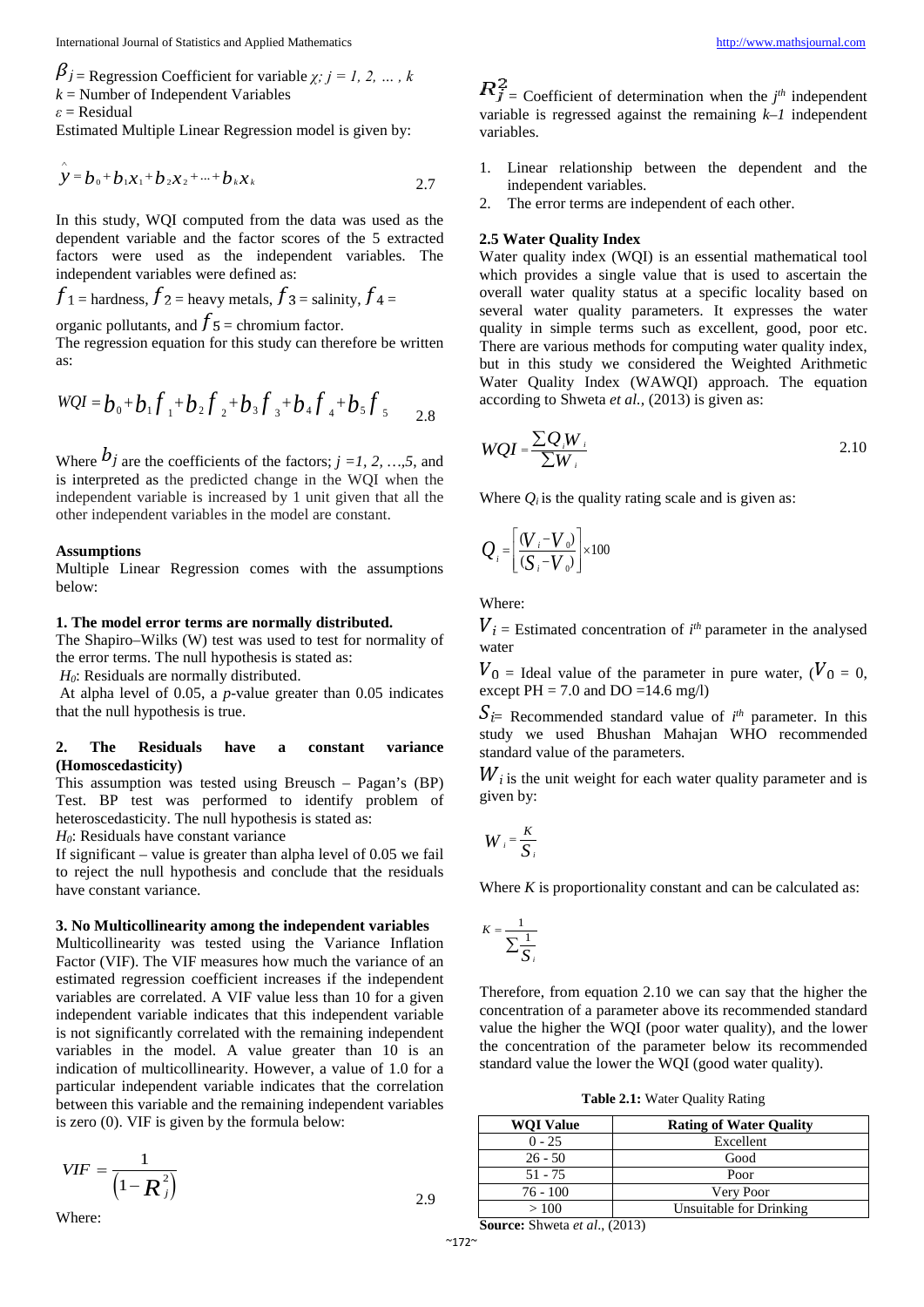$\beta_j$ = Regression Coefficient for variable $\chi_j$; $j = 1, 2, \ldots, k$
$k$ = Number of Independent Variables
$\varepsilon$ = Residual
Estimated Multiple Linear Regression model is given by:

$$\hat{y} = b_0 + b_1x_1 + b_2x_2 + \cdots + b_kx_k \tag{2.7}$$

In this study, WQI computed from the data was used as the dependent variable and the factor scores of the 5 extracted factors were used as the independent variables. The independent variables were defined as:

$f_1$ = hardness, $f_2$ = heavy metals, $f_3$ = salinity, $f_4$ = organic pollutants, and $f_5$ = chromium factor.

The regression equation for this study can therefore be written as:

$$WQI = b_0 + b_1f_1 + b_2f_2 + b_3f_3 + b_4f_4 + b_5f_5 \tag{2.8}$$

Where $b_j$ are the coefficients of the factors; $j = 1, 2, \ldots, 5$, and is interpreted as the predicted change in the WQI when the independent variable is increased by 1 unit given that all the other independent variables in the model are constant.

**Assumptions**

Multiple Linear Regression comes with the assumptions below:

**1. The model error terms are normally distributed.**

The Shapiro–Wilks (W) test was used to test for normality of the error terms. The null hypothesis is stated as:

$H_0$: Residuals are normally distributed.

At alpha level of 0.05, a *p*-value greater than 0.05 indicates that the null hypothesis is true.

**2. The Residuals have a constant variance (Homoscedasticity)**

This assumption was tested using Breusch – Pagan's (BP) Test. BP test was performed to identify problem of heteroscedasticity. The null hypothesis is stated as:

$H_0$: Residuals have constant variance

If significant – value is greater than alpha level of 0.05 we fail to reject the null hypothesis and conclude that the residuals have constant variance.

**3. No Multicollinearity among the independent variables**

Multicollinearity was tested using the Variance Inflation Factor (VIF). The VIF measures how much the variance of an estimated regression coefficient increases if the independent variables are correlated. A VIF value less than 10 for a given independent variable indicates that this independent variable is not significantly correlated with the remaining independent variables in the model. A value greater than 10 is an indication of multicollinearity. However, a value of 1.0 for a particular independent variable indicates that the correlation between this variable and the remaining independent variables is zero (0). VIF is given by the formula below:

$$VIF = \frac{1}{\left(1 - R_j^2\right)} \tag{2.9}$$

Where:

$R_j^2$ = Coefficient of determination when the $j^{th}$ independent variable is regressed against the remaining $k$–$1$ independent variables.

1. Linear relationship between the dependent and the independent variables.
2. The error terms are independent of each other.

### 2.5 Water Quality Index

Water quality index (WQI) is an essential mathematical tool which provides a single value that is used to ascertain the overall water quality status at a specific locality based on several water quality parameters. It expresses the water quality in simple terms such as excellent, good, poor etc. There are various methods for computing water quality index, but in this study we considered the Weighted Arithmetic Water Quality Index (WAWQI) approach. The equation according to Shweta *et al.*, (2013) is given as:

$$WQI = \frac{\sum Q_i W_i}{\sum W_i} \tag{2.10}$$

Where $Q_i$ is the quality rating scale and is given as:

$$Q_i = \left[\frac{(V_i - V_0)}{(S_i - V_0)}\right] \times 100$$

Where:

$V_i$ = Estimated concentration of $i^{th}$ parameter in the analysed water

$V_0$ = Ideal value of the parameter in pure water, ($V_0$ = 0, except PH = 7.0 and DO =14.6 mg/l)

$S_i$ = Recommended standard value of $i^{th}$ parameter. In this study we used Bhushan Mahajan WHO recommended standard value of the parameters.

$W_i$ is the unit weight for each water quality parameter and is given by:

$$W_i = \frac{K}{S_i}$$

Where $K$ is proportionality constant and can be calculated as:

$$K = \frac{1}{\sum \frac{1}{S_i}}$$

Therefore, from equation 2.10 we can say that the higher the concentration of a parameter above its recommended standard value the higher the WQI (poor water quality), and the lower the concentration of the parameter below its recommended standard value the lower the WQI (good water quality).

**Table 2.1:** Water Quality Rating

| WQI Value | Rating of Water Quality |
|---|---|
| 0 - 25 | Excellent |
| 26 - 50 | Good |
| 51 - 75 | Poor |
| 76 - 100 | Very Poor |
| > 100 | Unsuitable for Drinking |

**Source:** Shweta *et al*., (2013)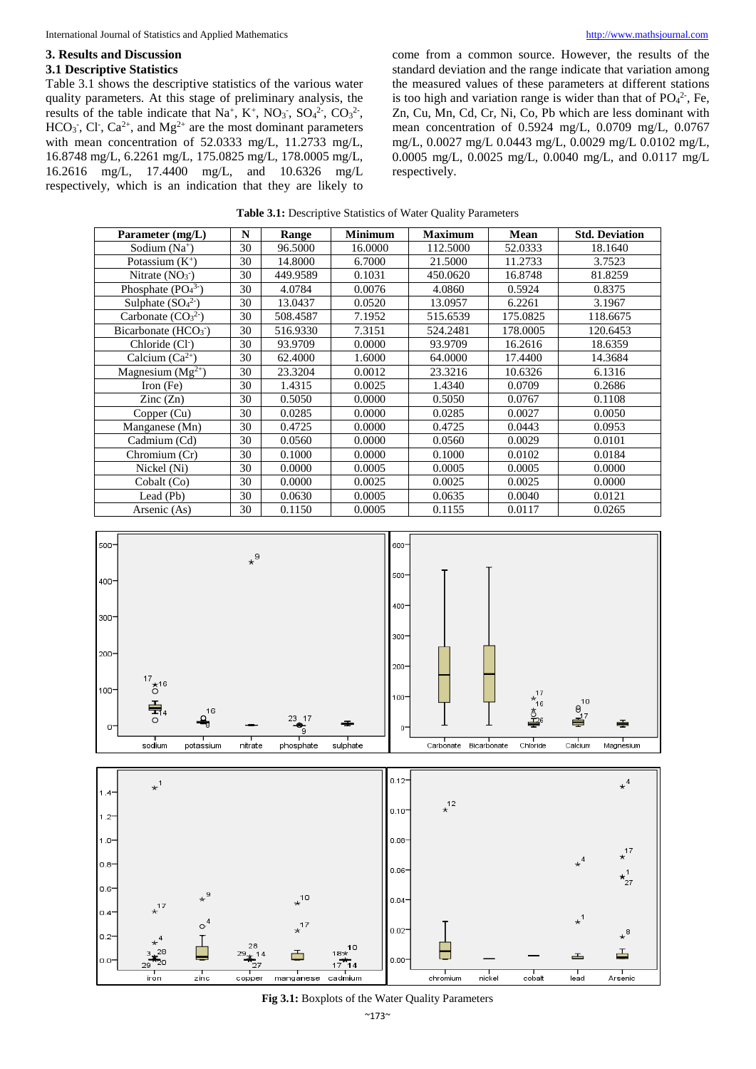## 3. Results and Discussion

### 3.1 Descriptive Statistics

Table 3.1 shows the descriptive statistics of the various water quality parameters. At this stage of preliminary analysis, the results of the table indicate that $Na^+$, $K^+$, $NO_3^-$, $SO_4^{2-}$, $CO_3^{2-}$, $HCO_3^-$, $Cl^-$, $Ca^{2+}$, and $Mg^{2+}$ are the most dominant parameters with mean concentration of 52.0333 mg/L, 11.2733 mg/L, 16.8748 mg/L, 6.2261 mg/L, 175.0825 mg/L, 178.0005 mg/L, 16.2616 mg/L, 17.4400 mg/L, and 10.6326 mg/L respectively, which is an indication that they are likely to come from a common source. However, the results of the standard deviation and the range indicate that variation among the measured values of these parameters at different stations is too high and variation range is wider than that of $PO_4^{2-}$, Fe, Zn, Cu, Mn, Cd, Cr, Ni, Co, Pb which are less dominant with mean concentration of 0.5924 mg/L, 0.0709 mg/L, 0.0767 mg/L, 0.0027 mg/L 0.0443 mg/L, 0.0029 mg/L 0.0102 mg/L, 0.0005 mg/L, 0.0025 mg/L, 0.0040 mg/L, and 0.0117 mg/L respectively.

**Table 3.1:** Descriptive Statistics of Water Quality Parameters

| Parameter (mg/L) | N | Range | Minimum | Maximum | Mean | Std. Deviation |
|---|---|---|---|---|---|---|
| Sodium ($Na^+$) | 30 | 96.5000 | 16.0000 | 112.5000 | 52.0333 | 18.1640 |
| Potassium ($K^+$) | 30 | 14.8000 | 6.7000 | 21.5000 | 11.2733 | 3.7523 |
| Nitrate ($NO_3^-$) | 30 | 449.9589 | 0.1031 | 450.0620 | 16.8748 | 81.8259 |
| Phosphate ($PO_4^{3-}$) | 30 | 4.0784 | 0.0076 | 4.0860 | 0.5924 | 0.8375 |
| Sulphate ($SO_4^{2-}$) | 30 | 13.0437 | 0.0520 | 13.0957 | 6.2261 | 3.1967 |
| Carbonate ($CO_3^{2-}$) | 30 | 508.4587 | 7.1952 | 515.6539 | 175.0825 | 118.6675 |
| Bicarbonate ($HCO_3^-$) | 30 | 516.9330 | 7.3151 | 524.2481 | 178.0005 | 120.6453 |
| Chloride ($Cl^-$) | 30 | 93.9709 | 0.0000 | 93.9709 | 16.2616 | 18.6359 |
| Calcium ($Ca^{2+}$) | 30 | 62.4000 | 1.6000 | 64.0000 | 17.4400 | 14.3684 |
| Magnesium ($Mg^{2+}$) | 30 | 23.3204 | 0.0012 | 23.3216 | 10.6326 | 6.1316 |
| Iron (Fe) | 30 | 1.4315 | 0.0025 | 1.4340 | 0.0709 | 0.2686 |
| Zinc (Zn) | 30 | 0.5050 | 0.0000 | 0.5050 | 0.0767 | 0.1108 |
| Copper (Cu) | 30 | 0.0285 | 0.0000 | 0.0285 | 0.0027 | 0.0050 |
| Manganese (Mn) | 30 | 0.4725 | 0.0000 | 0.4725 | 0.0443 | 0.0953 |
| Cadmium (Cd) | 30 | 0.0560 | 0.0000 | 0.0560 | 0.0029 | 0.0101 |
| Chromium (Cr) | 30 | 0.1000 | 0.0000 | 0.1000 | 0.0102 | 0.0184 |
| Nickel (Ni) | 30 | 0.0000 | 0.0005 | 0.0005 | 0.0005 | 0.0000 |
| Cobalt (Co) | 30 | 0.0000 | 0.0025 | 0.0025 | 0.0025 | 0.0000 |
| Lead (Pb) | 30 | 0.0630 | 0.0005 | 0.0635 | 0.0040 | 0.0121 |
| Arsenic (As) | 30 | 0.1150 | 0.0005 | 0.1155 | 0.0117 | 0.0265 |

**Fig 3.1:** Boxplots of the Water Quality Parameters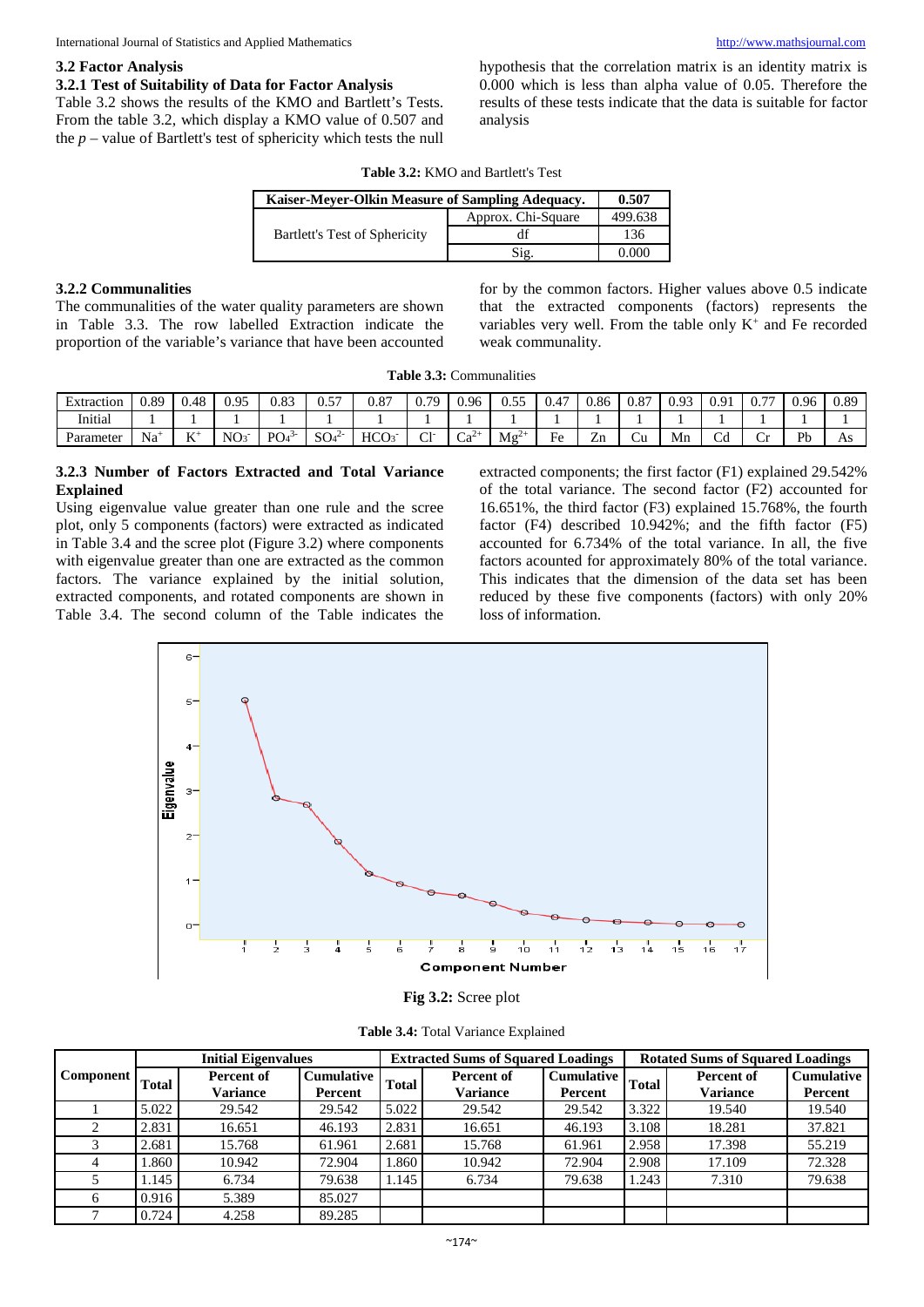## 3.2 Factor Analysis

### 3.2.1 Test of Suitability of Data for Factor Analysis

Table 3.2 shows the results of the KMO and Bartlett's Tests. From the table 3.2, which display a KMO value of 0.507 and the *p* – value of Bartlett's test of sphericity which tests the null hypothesis that the correlation matrix is an identity matrix is 0.000 which is less than alpha value of 0.05. Therefore the results of these tests indicate that the data is suitable for factor analysis

**Table 3.2:** KMO and Bartlett's Test

| Kaiser-Meyer-Olkin Measure of Sampling Adequacy. | | 0.507 |
|---|---|---|
| Bartlett's Test of Sphericity | Approx. Chi-Square | 499.638 |
| | df | 136 |
| | Sig. | 0.000 |

### 3.2.2 Communalities

The communalities of the water quality parameters are shown in Table 3.3. The row labelled Extraction indicate the proportion of the variable's variance that have been accounted for by the common factors. Higher values above 0.5 indicate that the extracted components (factors) represents the variables very well. From the table only $K^+$ and Fe recorded weak community.

**Table 3.3:** Communalities

| Extraction | 0.89 | 0.48 | 0.95 | 0.83 | 0.57 | 0.87 | 0.79 | 0.96 | 0.55 | 0.47 | 0.86 | 0.87 | 0.93 | 0.91 | 0.77 | 0.96 | 0.89 |
|---|---|---|---|---|---|---|---|---|---|---|---|---|---|---|---|---|---|
| Initial | 1 | 1 | 1 | 1 | 1 | 1 | 1 | 1 | 1 | 1 | 1 | 1 | 1 | 1 | 1 | 1 | 1 |
| Parameter | $Na^+$ | $K^+$ | $NO_3^-$ | $PO_4^{3-}$ | $SO_4^{2-}$ | $HCO_3^-$ | $Cl^-$ | $Ca^{2+}$ | $Mg^{2+}$ | Fe | Zn | Cu | Mn | Cd | Cr | Pb | As |

### 3.2.3 Number of Factors Extracted and Total Variance Explained

Using eigenvalue value greater than one rule and the scree plot, only 5 components (factors) were extracted as indicated in Table 3.4 and the scree plot (Figure 3.2) where components with eigenvalue greater than one are extracted as the common factors. The variance explained by the initial solution, extracted components, and rotated components are shown in Table 3.4. The second column of the Table indicates the extracted components; the first factor (F1) explained 29.542% of the total variance. The second factor (F2) accounted for 16.651%, the third factor (F3) explained 15.768%, the fourth factor (F4) described 10.942%; and the fifth factor (F5) accounted for 6.734% of the total variance. In all, the five factors acounted for approximately 80% of the total variance. This indicates that the dimension of the data set has been reduced by these five components (factors) with only 20% loss of information.

**Fig 3.2:** Scree plot

**Table 3.4:** Total Variance Explained

| Component | Initial Eigenvalues | | | Extracted Sums of Squared Loadings | | | Rotated Sums of Squared Loadings | | |
|---|---|---|---|---|---|---|---|---|---|
| | Total | Percent of Variance | Cumulative Percent | Total | Percent of Variance | Cumulative Percent | Total | Percent of Variance | Cumulative Percent |
| 1 | 5.022 | 29.542 | 29.542 | 5.022 | 29.542 | 29.542 | 3.322 | 19.540 | 19.540 |
| 2 | 2.831 | 16.651 | 46.193 | 2.831 | 16.651 | 46.193 | 3.108 | 18.281 | 37.821 |
| 3 | 2.681 | 15.768 | 61.961 | 2.681 | 15.768 | 61.961 | 2.958 | 17.398 | 55.219 |
| 4 | 1.860 | 10.942 | 72.904 | 1.860 | 10.942 | 72.904 | 2.908 | 17.109 | 72.328 |
| 5 | 1.145 | 6.734 | 79.638 | 1.145 | 6.734 | 79.638 | 1.243 | 7.310 | 79.638 |
| 6 | 0.916 | 5.389 | 85.027 | | | | | | |
| 7 | 0.724 | 4.258 | 89.285 | | | | | | |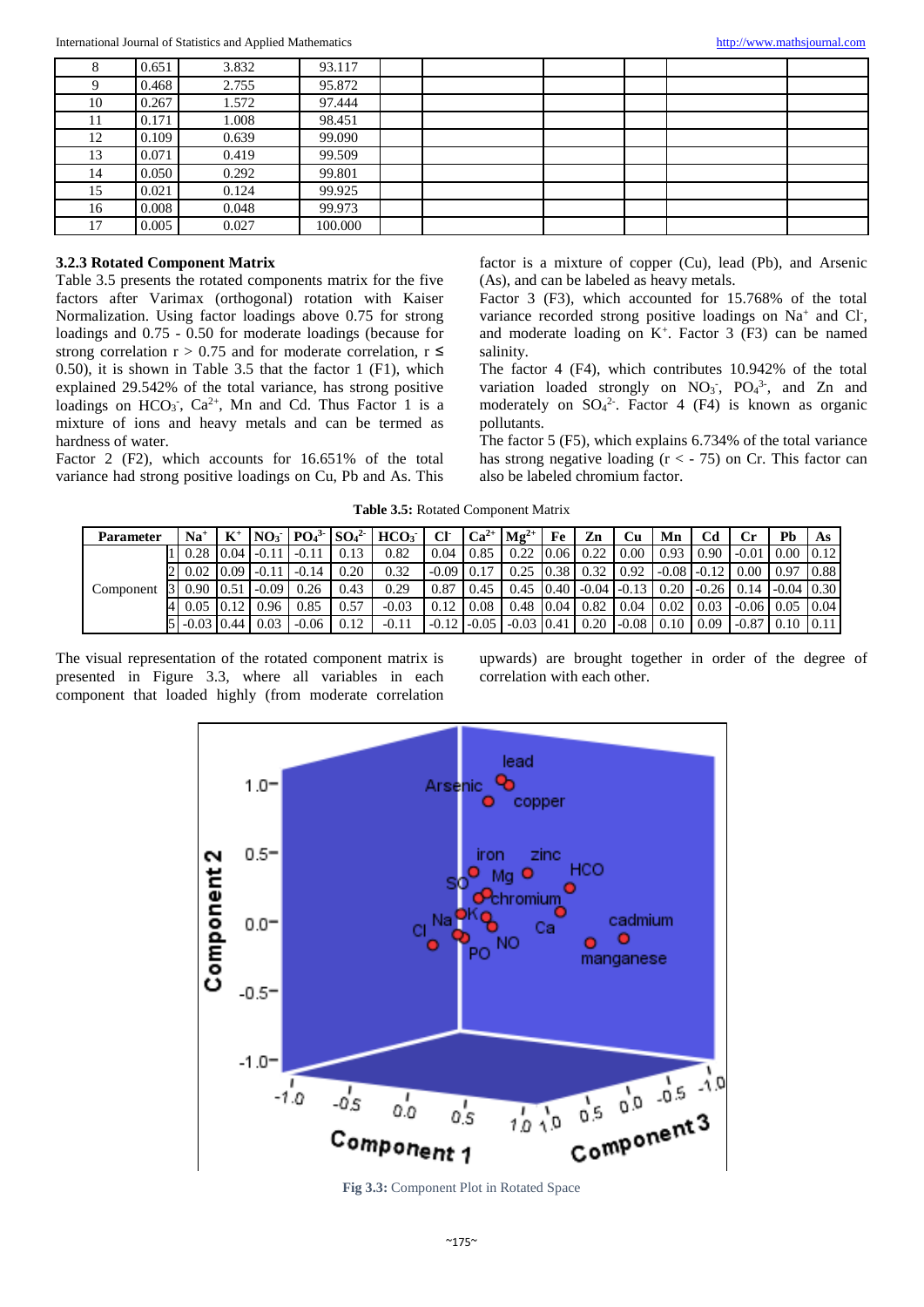| 8 | 0.651 | 3.832 | 93.117 | | | | | | |
|---|---|---|---|---|---|---|---|---|---|
| 9 | 0.468 | 2.755 | 95.872 | | | | | | |
| 10 | 0.267 | 1.572 | 97.444 | | | | | | |
| 11 | 0.171 | 1.008 | 98.451 | | | | | | |
| 12 | 0.109 | 0.639 | 99.090 | | | | | | |
| 13 | 0.071 | 0.419 | 99.509 | | | | | | |
| 14 | 0.050 | 0.292 | 99.801 | | | | | | |
| 15 | 0.021 | 0.124 | 99.925 | | | | | | |
| 16 | 0.008 | 0.048 | 99.973 | | | | | | |
| 17 | 0.005 | 0.027 | 100.000 | | | | | | |

### 3.2.3 Rotated Component Matrix

Table 3.5 presents the rotated components matrix for the five factors after Varimax (orthogonal) rotation with Kaiser Normalization. Using factor loadings above 0.75 for strong loadings and 0.75 - 0.50 for moderate loadings (because for strong correlation r > 0.75 and for moderate correlation, r ≤ 0.50), it is shown in Table 3.5 that the factor 1 (F1), which explained 29.542% of the total variance, has strong positive loadings on $HCO_3^-$, $Ca^{2+}$, Mn and Cd. Thus Factor 1 is a mixture of ions and heavy metals and can be termed as hardness of water.

Factor 2 (F2), which accounts for 16.651% of the total variance had strong positive loadings on Cu, Pb and As. This factor is a mixture of copper (Cu), lead (Pb), and Arsenic (As), and can be labeled as heavy metals.

Factor 3 (F3), which accounted for 15.768% of the total variance recorded strong positive loadings on $Na^+$ and $Cl^-$, and moderate loading on $K^+$. Factor 3 (F3) can be named salinity.

The factor 4 (F4), which contributes 10.942% of the total variation loaded strongly on $NO_3^-$, $PO_4^{3-}$, and Zn and moderately on $SO_4^{2-}$. Factor 4 (F4) is known as organic pollutants.

The factor 5 (F5), which explains 6.734% of the total variance has strong negative loading (r < - 75) on Cr. This factor can also be labeled chromium factor.

**Table 3.5:** Rotated Component Matrix

| Parameter | | $Na^+$ | $K^+$ | $NO_3^-$ | $PO_4^{3-}$ | $SO_4^{2-}$ | $HCO_3^-$ | $Cl^-$ | $Ca^{2+}$ | $Mg^{2+}$ | Fe | Zn | Cu | Mn | Cd | Cr | Pb | As |
|---|---|---|---|---|---|---|---|---|---|---|---|---|---|---|---|---|---|---|
| Component | 1 | 0.28 | 0.04 | -0.11 | -0.11 | 0.13 | 0.82 | 0.04 | 0.85 | 0.22 | 0.06 | 0.22 | 0.00 | 0.93 | 0.90 | -0.01 | 0.00 | 0.12 |
| | 2 | 0.02 | 0.09 | -0.11 | -0.14 | 0.20 | 0.32 | -0.09 | 0.17 | 0.25 | 0.38 | 0.32 | 0.92 | -0.08 | -0.12 | 0.00 | 0.97 | 0.88 |
| | 3 | 0.90 | 0.51 | -0.09 | 0.26 | 0.43 | 0.29 | 0.87 | 0.45 | 0.45 | 0.40 | -0.04 | -0.13 | 0.20 | -0.26 | 0.14 | -0.04 | 0.30 |
| | 4 | 0.05 | 0.12 | 0.96 | 0.85 | 0.57 | -0.03 | 0.12 | 0.08 | 0.48 | 0.04 | 0.82 | 0.04 | 0.02 | 0.03 | -0.06 | 0.05 | 0.04 |
| | 5 | -0.03 | 0.44 | 0.03 | -0.06 | 0.12 | -0.11 | -0.12 | -0.05 | -0.03 | 0.41 | 0.20 | -0.08 | 0.10 | 0.09 | -0.87 | 0.10 | 0.11 |

The visual representation of the rotated component matrix is presented in Figure 3.3, where all variables in each component that loaded highly (from moderate correlation upwards) are brought together in order of the degree of correlation with each other.

**Fig 3.3:** Component Plot in Rotated Space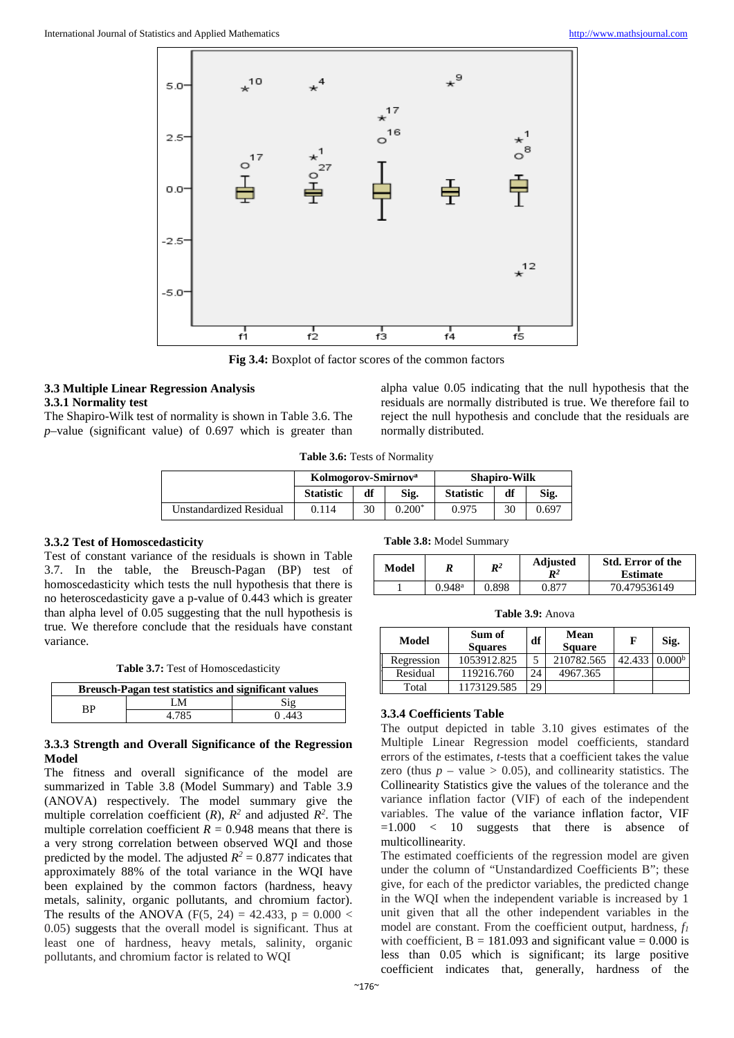Fig 3.4: Boxplot of factor scores of the common factors

### 3.3 Multiple Linear Regression Analysis

#### 3.3.1 Normality test

The Shapiro-Wilk test of normality is shown in Table 3.6. The *p*–value (significant value) of 0.697 which is greater than alpha value 0.05 indicating that the null hypothesis that the residuals are normally distributed is true. We therefore fail to reject the null hypothesis and conclude that the residuals are normally distributed.

**Table 3.6:** Tests of Normality

| | Kolmogorov-Smirnov[a] | | | Shapiro-Wilk | | |
|---|---|---|---|---|---|---|
| | Statistic | df | Sig. | Statistic | df | Sig. |
| Unstandardized Residual | 0.114 | 30 | 0.200* | 0.975 | 30 | 0.697 |

#### 3.3.2 Test of Homoscedasticity

Test of constant variance of the residuals is shown in Table 3.7. In the table, the Breusch-Pagan (BP) test of homoscedasticity which tests the null hypothesis that there is no heteroscedasticity gave a p-value of 0.443 which is greater than alpha level of 0.05 suggesting that the null hypothesis is true. We therefore conclude that the residuals have constant variance.

**Table 3.7:** Test of Homoscedasticity

| Breusch-Pagan test statistics and significant values | | |
|---|---|---|
| BP | LM | Sig |
| | 4.785 | 0 .443 |

#### 3.3.3 Strength and Overall Significance of the Regression Model

The fitness and overall significance of the model are summarized in Table 3.8 (Model Summary) and Table 3.9 (ANOVA) respectively. The model summary give the multiple correlation coefficient (*R*), $R^2$ and adjusted $R^2$. The multiple correlation coefficient $R = 0.948$ means that there is a very strong correlation between observed WQI and those predicted by the model. The adjusted $R^2 = 0.877$ indicates that approximately 88% of the total variance in the WQI have been explained by the common factors (hardness, heavy metals, salinity, organic pollutants, and chromium factor). The results of the ANOVA ($F(5, 24) = 42.433$, $p = 0.000 < 0.05$) suggests that the overall model is significant. Thus at least one of hardness, heavy metals, salinity, organic pollutants, and chromium factor is related to WQI

**Table 3.8:** Model Summary

| Model | *R* | $R^2$ | Adjusted $R^2$ | Std. Error of the Estimate |
|---|---|---|---|---|
| 1 | 0.948[a] | 0.898 | 0.877 | 70.479536149 |

**Table 3.9:** Anova

| Model | Sum of Squares | df | Mean Square | F | Sig. |
|---|---|---|---|---|---|
| Regression | 1053912.825 | 5 | 210782.565 | 42.433 | 0.000[b] |
| Residual | 119216.760 | 24 | 4967.365 | | |
| Total | 1173129.585 | 29 | | | |

#### 3.3.4 Coefficients Table

The output depicted in table 3.10 gives estimates of the Multiple Linear Regression model coefficients, standard errors of the estimates, *t*-tests that a coefficient takes the value zero (thus *p* – value > 0.05), and collinearity statistics. The Collinearity Statistics give the values of the tolerance and the variance inflation factor (VIF) of each of the independent variables. The value of the variance inflation factor, VIF =1.000 < 10 suggests that there is absence of multicollinearity.

The estimated coefficients of the regression model are given under the column of "Unstandardized Coefficients B"; these give, for each of the predictor variables, the predicted change in the WQI when the independent variable is increased by 1 unit given that all the other independent variables in the model are constant. From the coefficient output, hardness, $f_1$ with coefficient, B = 181.093 and significant value = 0.000 is less than 0.05 which is significant; its large positive coefficient indicates that, generally, hardness of the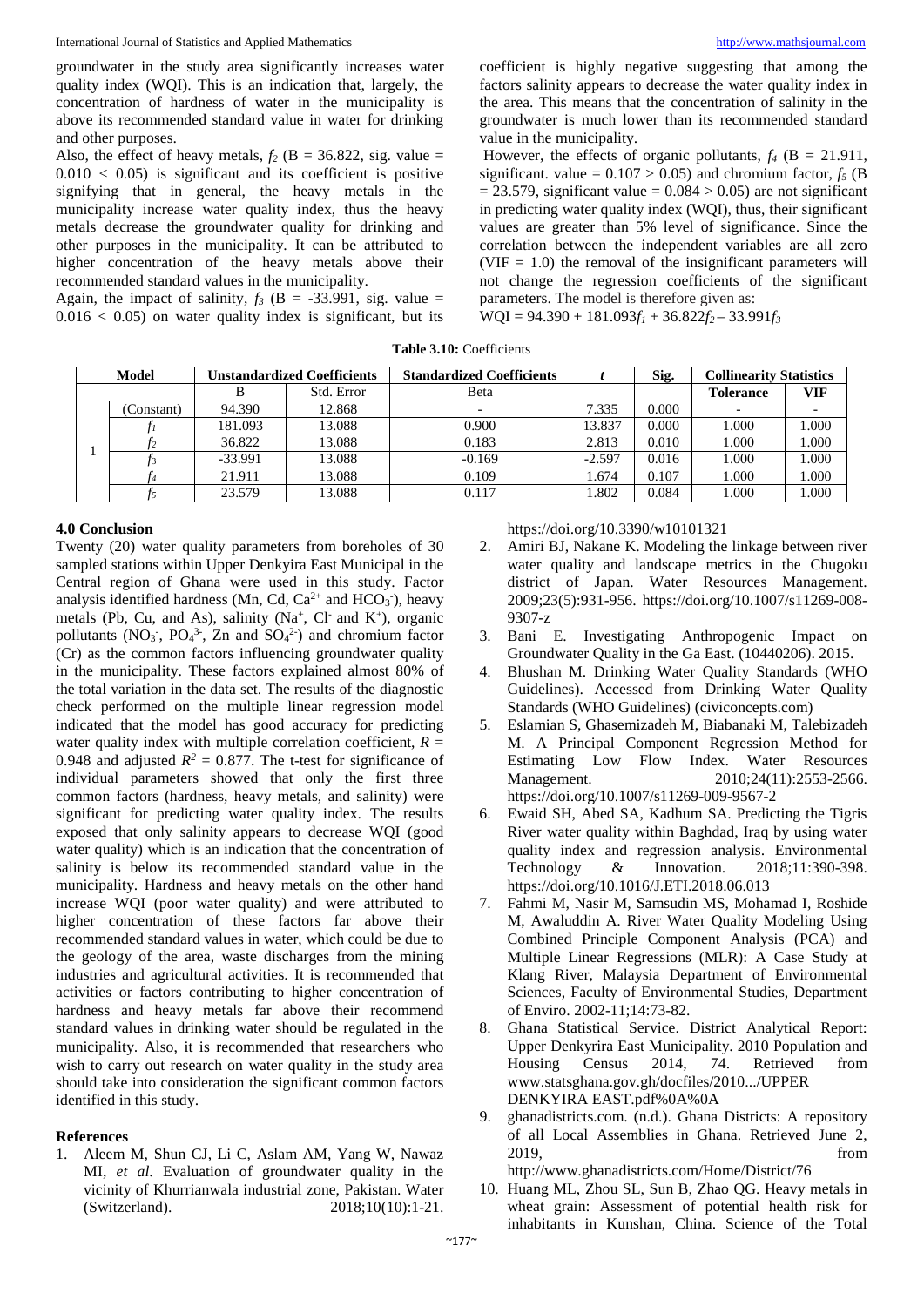groundwater in the study area significantly increases water quality index (WQI). This is an indication that, largely, the concentration of hardness of water in the municipality is above its recommended standard value in water for drinking and other purposes.

Also, the effect of heavy metals, $f_2$ (B = 36.822, sig. value = 0.010 < 0.05) is significant and its coefficient is positive signifying that in general, the heavy metals in the municipality increase water quality index, thus the heavy metals decrease the groundwater quality for drinking and other purposes in the municipality. It can be attributed to higher concentration of the heavy metals above their recommended standard values in the municipality.

Again, the impact of salinity, $f_3$ (B = -33.991, sig. value = 0.016 < 0.05) on water quality index is significant, but its coefficient is highly negative suggesting that among the factors salinity appears to decrease the water quality index in the area. This means that the concentration of salinity in the groundwater is much lower than its recommended standard value in the municipality.

However, the effects of organic pollutants, $f_4$ (B = 21.911, significant. value = 0.107 > 0.05) and chromium factor, $f_5$ (B = 23.579, significant value = 0.084 > 0.05) are not significant in predicting water quality index (WQI), thus, their significant values are greater than 5% level of significance. Since the correlation between the independent variables are all zero (VIF = 1.0) the removal of the insignificant parameters will not change the regression coefficients of the significant parameters. The model is therefore given as:

$$WQI = 94.390 + 181.093f_1 + 36.822f_2 - 33.991f_3$$

**Table 3.10:** Coefficients

| Model | | Unstandardized Coefficients | | Standardized Coefficients | $t$ | Sig. | Collinearity Statistics | |
|---|---|---|---|---|---|---|---|---|
| | | B | Std. Error | Beta | | | **Tolerance** | **VIF** |
| 1 | (Constant) | 94.390 | 12.868 | - | 7.335 | 0.000 | - | - |
| | $f_1$ | 181.093 | 13.088 | 0.900 | 13.837 | 0.000 | 1.000 | 1.000 |
| | $f_2$ | 36.822 | 13.088 | 0.183 | 2.813 | 0.010 | 1.000 | 1.000 |
| | $f_3$ | -33.991 | 13.088 | -0.169 | -2.597 | 0.016 | 1.000 | 1.000 |
| | $f_4$ | 21.911 | 13.088 | 0.109 | 1.674 | 0.107 | 1.000 | 1.000 |
| | $f_5$ | 23.579 | 13.088 | 0.117 | 1.802 | 0.084 | 1.000 | 1.000 |

## 4.0 Conclusion

Twenty (20) water quality parameters from boreholes of 30 sampled stations within Upper Denkyira East Municipal in the Central region of Ghana were used in this study. Factor analysis identified hardness (Mn, Cd, $Ca^{2+}$ and $HCO_3^-$), heavy metals (Pb, Cu, and As), salinity ($Na^+$, $Cl^-$ and $K^+$), organic pollutants ($NO_3^-$, $PO_4^{3-}$, Zn and $SO_4^{2-}$) and chromium factor (Cr) as the common factors influencing groundwater quality in the municipality. These factors explained almost 80% of the total variation in the data set. The results of the diagnostic check performed on the multiple linear regression model indicated that the model has good accuracy for predicting water quality index with multiple correlation coefficient, $R$ = 0.948 and adjusted $R^2$ = 0.877. The t-test for significance of individual parameters showed that only the first three common factors (hardness, heavy metals, and salinity) were significant for predicting water quality index. The results exposed that only salinity appears to decrease WQI (good water quality) which is an indication that the concentration of salinity is below its recommended standard value in the municipality. Hardness and heavy metals on the other hand increase WQI (poor water quality) and were attributed to higher concentration of these factors far above their recommended standard values in water, which could be due to the geology of the area, waste discharges from the mining industries and agricultural activities. It is recommended that activities or factors contributing to higher concentration of hardness and heavy metals far above their recommend standard values in drinking water should be regulated in the municipality. Also, it is recommended that researchers who wish to carry out research on water quality in the study area should take into consideration the significant common factors identified in this study.

## References

1. Aleem M, Shun CJ, Li C, Aslam AM, Yang W, Nawaz MI, *et al.* Evaluation of groundwater quality in the vicinity of Khurrianwala industrial zone, Pakistan. Water (Switzerland). 2018;10(10):1-21. https://doi.org/10.3390/w10101321
2. Amiri BJ, Nakane K. Modeling the linkage between river water quality and landscape metrics in the Chugoku district of Japan. Water Resources Management. 2009;23(5):931-956. https://doi.org/10.1007/s11269-008-9307-z
3. Bani E. Investigating Anthropogenic Impact on Groundwater Quality in the Ga East. (10440206). 2015.
4. Bhushan M. Drinking Water Quality Standards (WHO Guidelines). Accessed from Drinking Water Quality Standards (WHO Guidelines) (civiconcepts.com)
5. Eslamian S, Ghasemizadeh M, Biabanaki M, Talebizadeh M. A Principal Component Regression Method for Estimating Low Flow Index. Water Resources Management. 2010;24(11):2553-2566. https://doi.org/10.1007/s11269-009-9567-2
6. Ewaid SH, Abed SA, Kadhum SA. Predicting the Tigris River water quality within Baghdad, Iraq by using water quality index and regression analysis. Environmental Technology & Innovation. 2018;11:390-398. https://doi.org/10.1016/J.ETI.2018.06.013
7. Fahmi M, Nasir M, Samsudin MS, Mohamad I, Roshide M, Awaluddin A. River Water Quality Modeling Using Combined Principle Component Analysis (PCA) and Multiple Linear Regressions (MLR): A Case Study at Klang River, Malaysia Department of Environmental Sciences, Faculty of Environmental Studies, Department of Enviro. 2002-11;14:73-82.
8. Ghana Statistical Service. District Analytical Report: Upper Denkyrira East Municipality. 2010 Population and Housing Census 2014, 74. Retrieved from www.statsghana.gov.gh/docfiles/2010.../UPPER DENKYIRA EAST.pdf%0A%0A
9. ghanadistricts.com. (n.d.). Ghana Districts: A repository of all Local Assemblies in Ghana. Retrieved June 2, 2019, from http://www.ghanadistricts.com/Home/District/76
10. Huang ML, Zhou SL, Sun B, Zhao QG. Heavy metals in wheat grain: Assessment of potential health risk for inhabitants in Kunshan, China. Science of the Total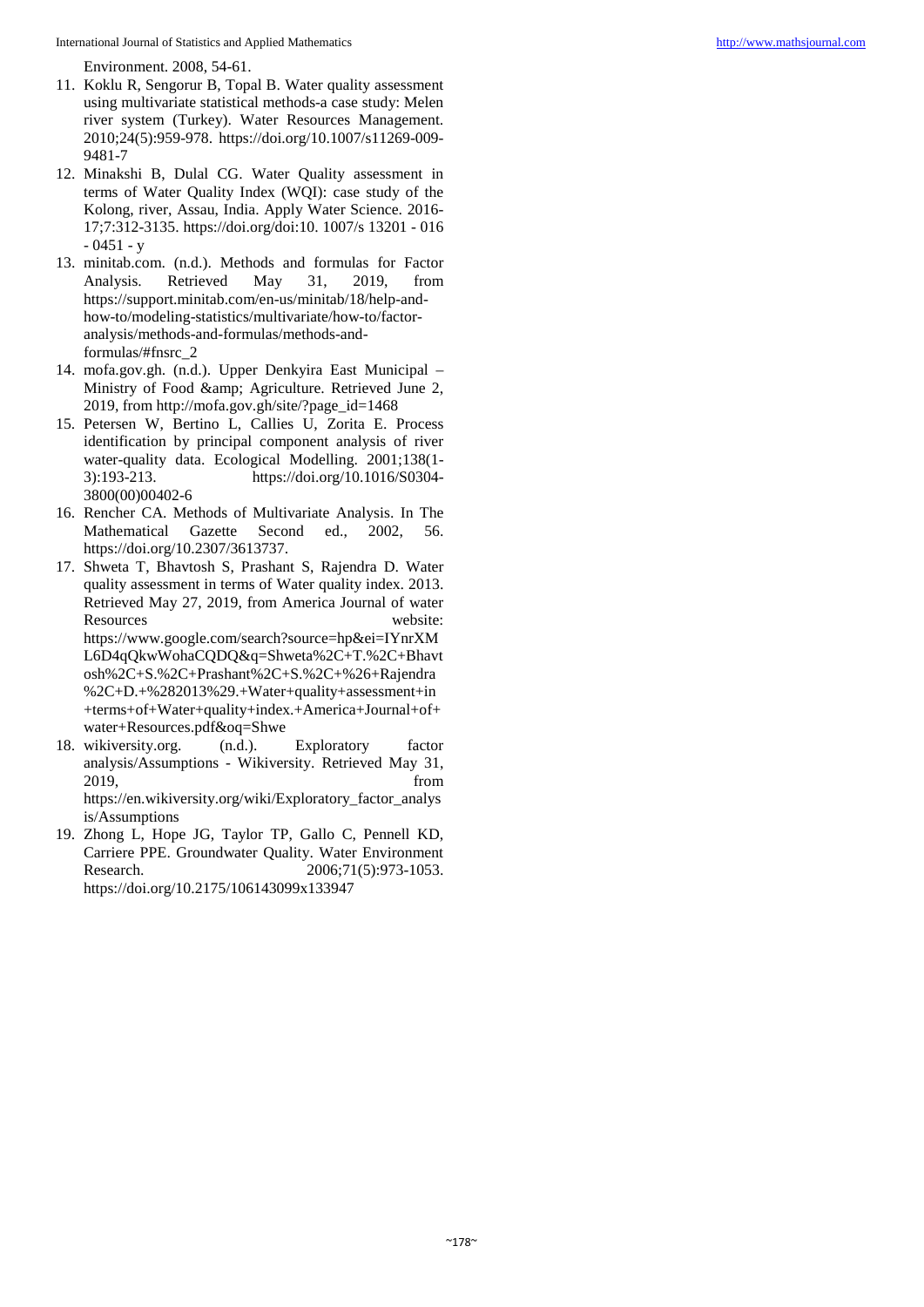Environment. 2008, 54-61.

11. Koklu R, Sengorur B, Topal B. Water quality assessment using multivariate statistical methods-a case study: Melen river system (Turkey). Water Resources Management. 2010;24(5):959-978. https://doi.org/10.1007/s11269-009-9481-7
12. Minakshi B, Dulal CG. Water Quality assessment in terms of Water Quality Index (WQI): case study of the Kolong, river, Assau, India. Apply Water Science. 2016-17;7:312-3135. https://doi.org/doi:10. 1007/s 13201 - 016 - 0451 - y
13. minitab.com. (n.d.). Methods and formulas for Factor Analysis. Retrieved May 31, 2019, from https://support.minitab.com/en-us/minitab/18/help-and-how-to/modeling-statistics/multivariate/how-to/factor-analysis/methods-and-formulas/methods-and-formulas/#fnsrc_2
14. mofa.gov.gh. (n.d.). Upper Denkyira East Municipal – Ministry of Food &amp; Agriculture. Retrieved June 2, 2019, from http://mofa.gov.gh/site/?page_id=1468
15. Petersen W, Bertino L, Callies U, Zorita E. Process identification by principal component analysis of river water-quality data. Ecological Modelling. 2001;138(1-3):193-213. https://doi.org/10.1016/S0304-3800(00)00402-6
16. Rencher CA. Methods of Multivariate Analysis. In The Mathematical Gazette Second ed., 2002, 56. https://doi.org/10.2307/3613737.
17. Shweta T, Bhavtosh S, Prashant S, Rajendra D. Water quality assessment in terms of Water quality index. 2013. Retrieved May 27, 2019, from America Journal of water Resources website: https://www.google.com/search?source=hp&ei=IYnrXML6D4qQkwWohaCQDQ&q=Shweta%2C+T.%2C+Bhavtosh%2C+S.%2C+Prashant%2C+S.%2C+%26+Rajendra%2C+D.+%282013%29.+Water+quality+assessment+in+terms+of+Water+quality+index.+America+Journal+of+water+Resources.pdf&oq=Shwe
18. wikiversity.org. (n.d.). Exploratory factor analysis/Assumptions - Wikiversity. Retrieved May 31, 2019, from https://en.wikiversity.org/wiki/Exploratory_factor_analysis/Assumptions
19. Zhong L, Hope JG, Taylor TP, Gallo C, Pennell KD, Carriere PPE. Groundwater Quality. Water Environment Research. 2006;71(5):973-1053. https://doi.org/10.2175/106143099x133947